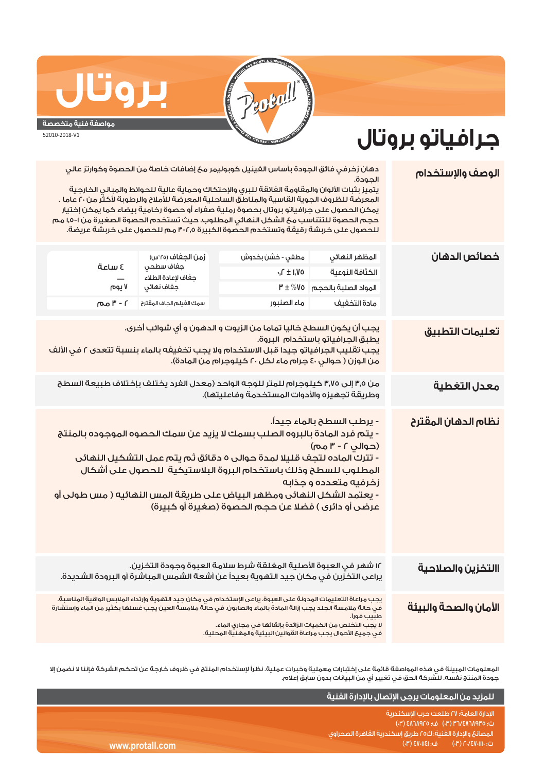# بروتال

**مواصفة فنية متخصصة**

52010-2018-V1

# جرافياتو بروتال

## الوصف والإستخدام

دهان زخرفي فائق الجودة بأساس الفينيل كوبوليمر مع إضافات خاصة من الحصوة وكوارتز عالي الجودة.
يتميز بثبات الألوان والمقاومة الفائقة للبري والإحتكاك وحماية عالية للحوائط والمباني الخارجية المعرضة للظروف الجوية القاسية والمناطق الساحلية المعرضة للأملاح والرطوبة لأكثر من ٢٠ عاما .
يمكن الحصول على جرافياتو بروتال بحصوة رملية صفراء أو حصوة رخامية بيضاء كما يمكن إختيار حجم الحصوة للتتناسب مع الشكل النهائي المطلوب. حيث تستخدم الحصوة الصغيرة من ١-١,٥ مم للحصول على خربشة رقيقة وتستخدم الحصوة الكبيرة ٢,٥-٣ مم للحصول على خربشة عريضة.

## خصائص الدهان

| | | | |
|---|---|---|---|
| المظهر النهائي | مطفي - خشن بخدوش | زمن الجفاف (٢٥°س) | |
| الكثافة النوعية | ١,٧٥ ± ٠,٢ | جفاف سطحي | ٤ ساعة |
| | | جفاف لإعادة الطلاء | — |
| المواد الصلبة بالحجم | ٧٥٪ ± ٣ | جفاف نهائي | ٧ يوم |
| مادة التخفيف | ماء الصنبور | سمك الفيلم الجاف المقترح | ٢ - ٣ مم |

## تعليمات التطبيق

يجب أن يكون السطح خاليا تماما من الزيوت و الدهون و أي شوائب أخرى.
يطبق الجرافياتو باستخدام البروة.
يجب تقليب الجرافياتو جيدا قبل الاستخدام ولا يجب تخفيفه بالماء بنسبة تتعدى ٢ في الألف من الوزن ( حوالي ٤٠ جرام ماء لكل ٢٠ كيلوجرام من المادة).

## معدل التغطية

من ٣,٥ إلى ٣,٧٥ كيلوجرام للمتر للوجه الواحد (معدل الفرد يختلف بإختلاف طبيعة السطح وطريقة تجهيزه والأدوات المستخدمة وفاعليتها).

## نظام الدهان المقترح

- يرطب السطح بالماء جيداً.
- يتم فرد المادة بالبروه الصلب بسمك لا يزيد عن سمك الحصوه الموجوده بالمنتج (حوالي ٢ - ٣ مم)
- تترك الماده لتجف قليلا لمدة حوالى ٥ دقائق ثم يتم عمل التشكيل النهائى المطلوب للسطح وذلك باستخدام البروة البلاستيكية للحصول على أشكال زخرفيه متعدده و جذابه
- يعتمد الشكل النهائى ومظهر البياض على طريقة المس النهائيه ( مس طولى أو عرضى أو دائرى ) فضلا عن حجم الحصوة (صغيرة أو كبيرة)

## التخزين والصلاحية

١٢ شهر في العبوة الأصلية المغلقة شرط سلامة العبوة وجودة التخزين.
يراعى التخزين في مكان جيد التهوية بعيداً عن أشعة الشمس المباشرة أو البرودة الشديدة.

## الأمان والصحة والبيئة

يجب مراعاة التعليمات المدونة على العبوة. يراعى الإستخدام في مكان جيد التهوية وإرتداء الملابس الواقية المناسبة.
في حالة ملامسة الجلد يجب إزالة المادة بالماء والصابون. في حالة ملامسة العين يجب غسلها بكثير من الماء وإستشارة طبيب فوراً.
لا يجب التخلص من الكميات الزائدة بإلقائها في مجاري الماء.
في جميع الأحوال يجب مراعاة القوانين البيئية والمهنية المحلية.

المعلومات المبينة في هذه المواصفة قائمة على إختبارات معملية وخبرات عملية. نظراً لإستخدام المنتج في ظروف خارجة عن تحكم الشركة فإننا لا نضمن إلا جودة المنتج نفسه. للشركة الحق في تغيير أي من البيانات بدون سابق إعلام.

**للمزيد من المعلومات يرجى الإتصال بالإدارة الفنية**

الإدارة العامة: ٢٧ طلعت حرب الإسكندرية
ت: ٤٨٦٨٩٣٥/٣٦ (٠٣) ف: ٤٨٦٨٩٢٥ (٠٣)
المصانع والإدارة الفنية: ك٢٥ طريق إسكندرية القاهرة الصحراوي
ت: ٤٧٠١١١٠/٢٠ (٠٣) ف: ٤٧٠١١٤١ (٠٣)

www.protall.com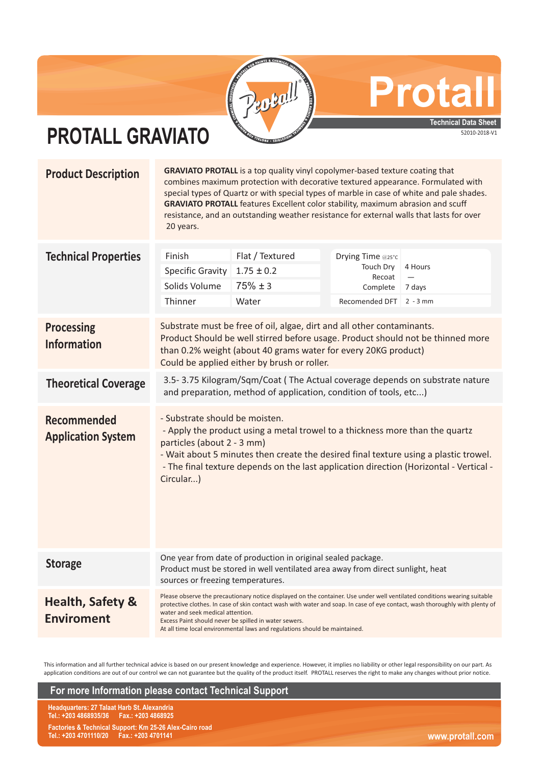# PROTALL GRAVIATO

Protall

Technical Data Sheet

52010-2018-V1

## Product Description

**GRAVIATO PROTALL** is a top quality vinyl copolymer-based texture coating that combines maximum protection with decorative textured appearance. Formulated with special types of Quartz or with special types of marble in case of white and pale shades. **GRAVIATO PROTALL** features Excellent color stability, maximum abrasion and scuff resistance, and an outstanding weather resistance for external walls that lasts for over 20 years.

## Technical Properties

| | | | |
|---|---|---|---|
| Finish | Flat / Textured | Drying Time @25°c | |
| Specific Gravity | 1.75 ± 0.2 | Touch Dry | 4 Hours |
| Solids Volume | 75% ± 3 | Recoat | — |
| | | Complete | 7 days |
| Thinner | Water | Recomended DFT | 2 - 3 mm |

## Processing Information

Substrate must be free of oil, algae, dirt and all other contaminants.
Product Should be well stirred before usage. Product should not be thinned more than 0.2% weight (about 40 grams water for every 20KG product)
Could be applied either by brush or roller.

## Theoretical Coverage

3.5- 3.75 Kilogram/Sqm/Coat ( The Actual coverage depends on substrate nature and preparation, method of application, condition of tools, etc...)

## Recommended Application System

- Substrate should be moisten.
- Apply the product using a metal trowel to a thickness more than the quartz particles (about 2 - 3 mm)
- Wait about 5 minutes then create the desired final texture using a plastic trowel.
- The final texture depends on the last application direction (Horizontal - Vertical - Circular...)

## Storage

One year from date of production in original sealed package.
Product must be stored in well ventilated area away from direct sunlight, heat sources or freezing temperatures.

## Health, Safety & Enviroment

Please observe the precautionary notice displayed on the container. Use under well ventilated conditions wearing suitable protective clothes. In case of skin contact wash with water and soap. In case of eye contact, wash thoroughly with plenty of water and seek medical attention.
Excess Paint should never be spilled in water sewers.
At all time local environmental laws and regulations should be maintained.

This information and all further technical advice is based on our present knowledge and experience. However, it implies no liability or other legal responsibility on our part. As application conditions are out of our control we can not guarantee but the quality of the product itself. PROTALL reserves the right to make any changes without prior notice.

**For more Information please contact Technical Support**

**Headquarters: 27 Talaat Harb St. Alexandria**
**Tel.: +203 4868935/36 Fax.: +203 4868925**

**Factories & Technical Support: Km 25-26 Alex-Cairo road**
**Tel.: +203 4701110/20 Fax.: +203 4701141**

**www.protall.com**